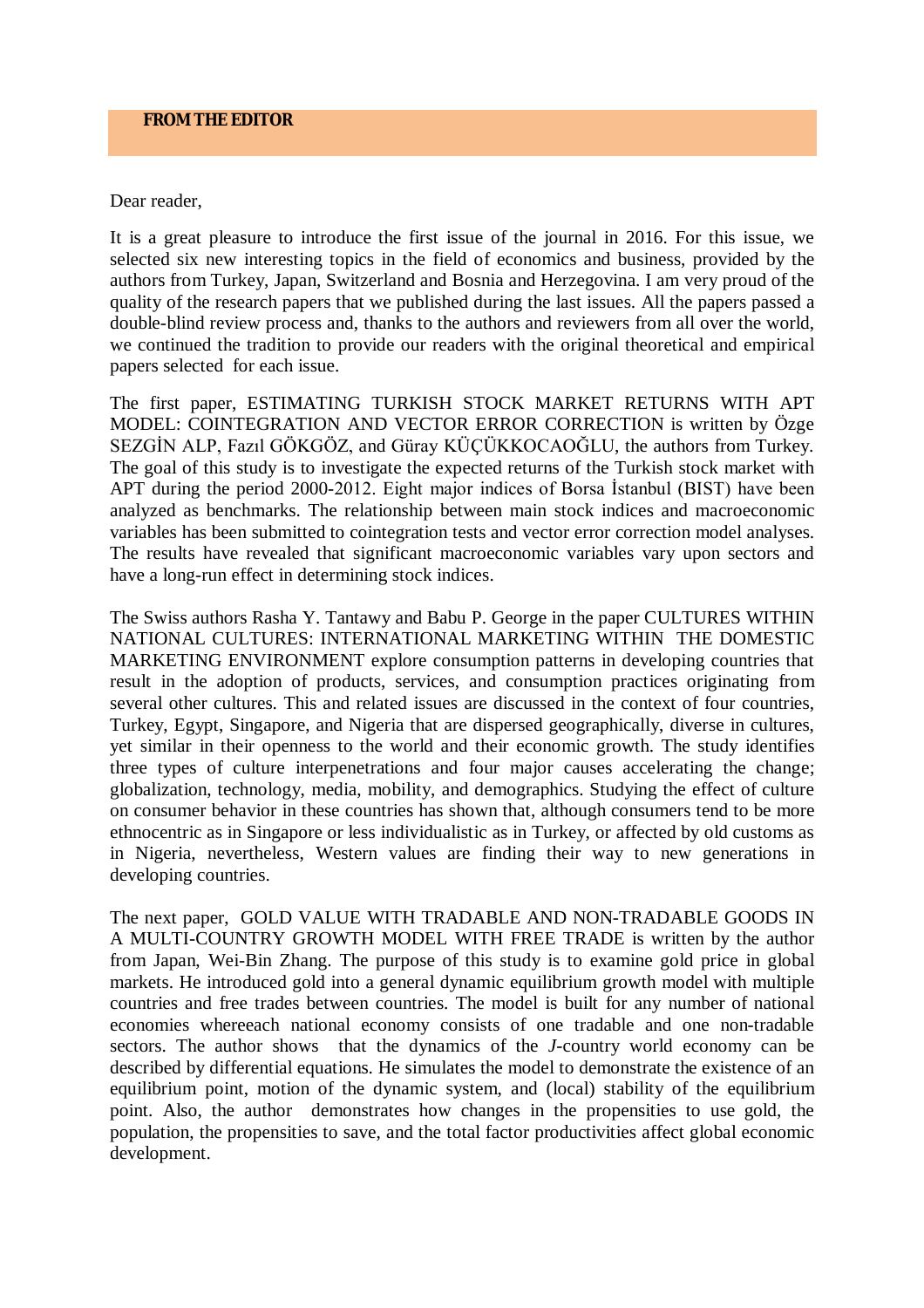## FROM THE EDITOR

Dear reader,

It is a great pleasure to introduce the first issue of the journal in 2016. For this issue, we selected six new interesting topics in the field of economics and business, provided by the authors from Turkey, Japan, Switzerland and Bosnia and Herzegovina. I am very proud of the quality of the research papers that we published during the last issues. All the papers passed a double-blind review process and, thanks to the authors and reviewers from all over the world, we continued the tradition to provide our readers with the original theoretical and empirical papers selected for each issue.

The first paper, ESTIMATING TURKISH STOCK MARKET RETURNS WITH APT MODEL: COINTEGRATION AND VECTOR ERROR CORRECTION is written by Özge SEZGİN ALP, Fazıl GÖKGÖZ, and Güray KÜÇÜKKOCAOĞLU, the authors from Turkey. The goal of this study is to investigate the expected returns of the Turkish stock market with APT during the period 2000-2012. Eight major indices of Borsa İstanbul (BIST) have been analyzed as benchmarks. The relationship between main stock indices and macroeconomic variables has been submitted to cointegration tests and vector error correction model analyses. The results have revealed that significant macroeconomic variables vary upon sectors and have a long-run effect in determining stock indices.

The Swiss authors Rasha Y. Tantawy and Babu P. George in the paper CULTURES WITHIN NATIONAL CULTURES: INTERNATIONAL MARKETING WITHIN THE DOMESTIC MARKETING ENVIRONMENT explore consumption patterns in developing countries that result in the adoption of products, services, and consumption practices originating from several other cultures. This and related issues are discussed in the context of four countries, Turkey, Egypt, Singapore, and Nigeria that are dispersed geographically, diverse in cultures, yet similar in their openness to the world and their economic growth. The study identifies three types of culture interpenetrations and four major causes accelerating the change; globalization, technology, media, mobility, and demographics. Studying the effect of culture on consumer behavior in these countries has shown that, although consumers tend to be more ethnocentric as in Singapore or less individualistic as in Turkey, or affected by old customs as in Nigeria, nevertheless, Western values are finding their way to new generations in developing countries.

The next paper, GOLD VALUE WITH TRADABLE AND NON-TRADABLE GOODS IN A MULTI-COUNTRY GROWTH MODEL WITH FREE TRADE is written by the author from Japan, Wei-Bin Zhang. The purpose of this study is to examine gold price in global markets. He introduced gold into a general dynamic equilibrium growth model with multiple countries and free trades between countries. The model is built for any number of national economies whereeach national economy consists of one tradable and one non-tradable sectors. The author shows that the dynamics of the $J$-country world economy can be described by differential equations. He simulates the model to demonstrate the existence of an equilibrium point, motion of the dynamic system, and (local) stability of the equilibrium point. Also, the author demonstrates how changes in the propensities to use gold, the population, the propensities to save, and the total factor productivities affect global economic development.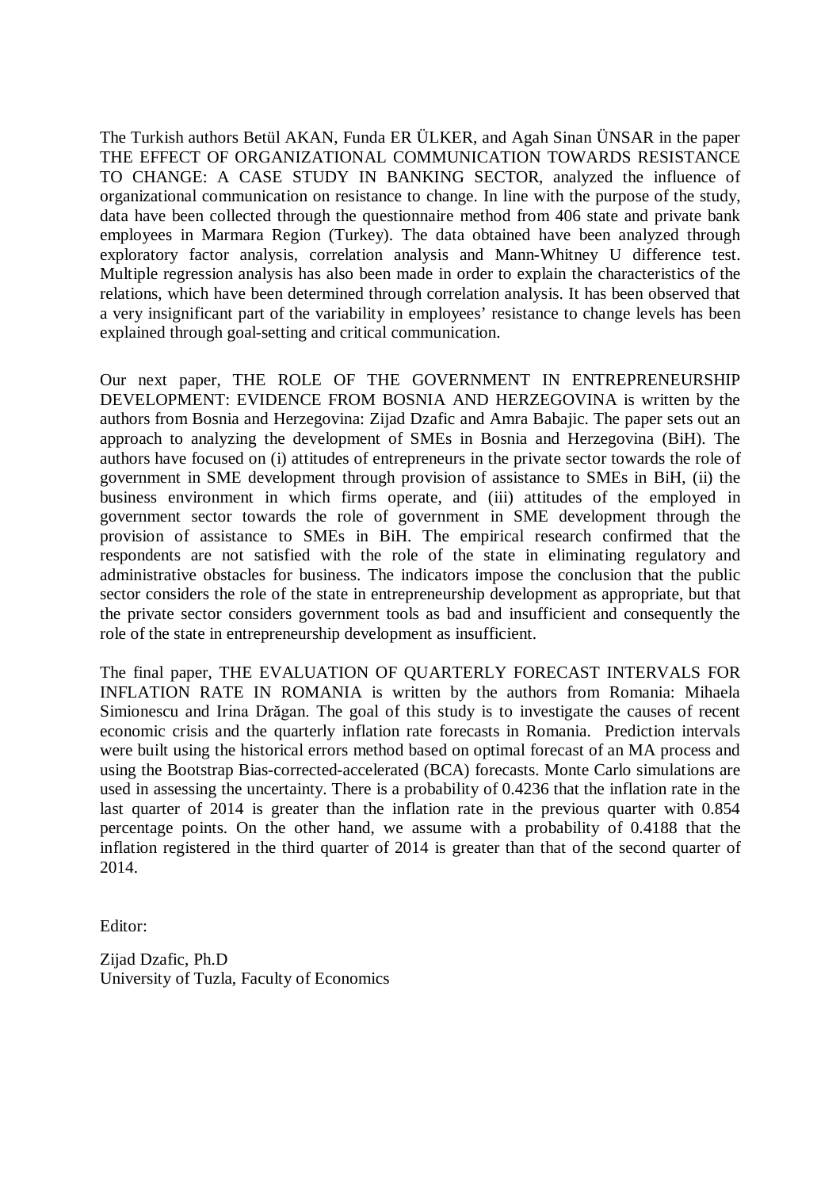The Turkish authors Betül AKAN, Funda ER ÜLKER, and Agah Sinan ÜNSAR in the paper THE EFFECT OF ORGANIZATIONAL COMMUNICATION TOWARDS RESISTANCE TO CHANGE: A CASE STUDY IN BANKING SECTOR, analyzed the influence of organizational communication on resistance to change. In line with the purpose of the study, data have been collected through the questionnaire method from 406 state and private bank employees in Marmara Region (Turkey). The data obtained have been analyzed through exploratory factor analysis, correlation analysis and Mann-Whitney U difference test. Multiple regression analysis has also been made in order to explain the characteristics of the relations, which have been determined through correlation analysis. It has been observed that a very insignificant part of the variability in employees' resistance to change levels has been explained through goal-setting and critical communication.

Our next paper, THE ROLE OF THE GOVERNMENT IN ENTREPRENEURSHIP DEVELOPMENT: EVIDENCE FROM BOSNIA AND HERZEGOVINA is written by the authors from Bosnia and Herzegovina: Zijad Dzafic and Amra Babajic. The paper sets out an approach to analyzing the development of SMEs in Bosnia and Herzegovina (BiH). The authors have focused on (i) attitudes of entrepreneurs in the private sector towards the role of government in SME development through provision of assistance to SMEs in BiH, (ii) the business environment in which firms operate, and (iii) attitudes of the employed in government sector towards the role of government in SME development through the provision of assistance to SMEs in BiH. The empirical research confirmed that the respondents are not satisfied with the role of the state in eliminating regulatory and administrative obstacles for business. The indicators impose the conclusion that the public sector considers the role of the state in entrepreneurship development as appropriate, but that the private sector considers government tools as bad and insufficient and consequently the role of the state in entrepreneurship development as insufficient.

The final paper, THE EVALUATION OF QUARTERLY FORECAST INTERVALS FOR INFLATION RATE IN ROMANIA is written by the authors from Romania: Mihaela Simionescu and Irina Drăgan. The goal of this study is to investigate the causes of recent economic crisis and the quarterly inflation rate forecasts in Romania. Prediction intervals were built using the historical errors method based on optimal forecast of an MA process and using the Bootstrap Bias-corrected-accelerated (BCA) forecasts. Monte Carlo simulations are used in assessing the uncertainty. There is a probability of 0.4236 that the inflation rate in the last quarter of 2014 is greater than the inflation rate in the previous quarter with 0.854 percentage points. On the other hand, we assume with a probability of 0.4188 that the inflation registered in the third quarter of 2014 is greater than that of the second quarter of 2014.

Editor:

Zijad Dzafic, Ph.D
University of Tuzla, Faculty of Economics